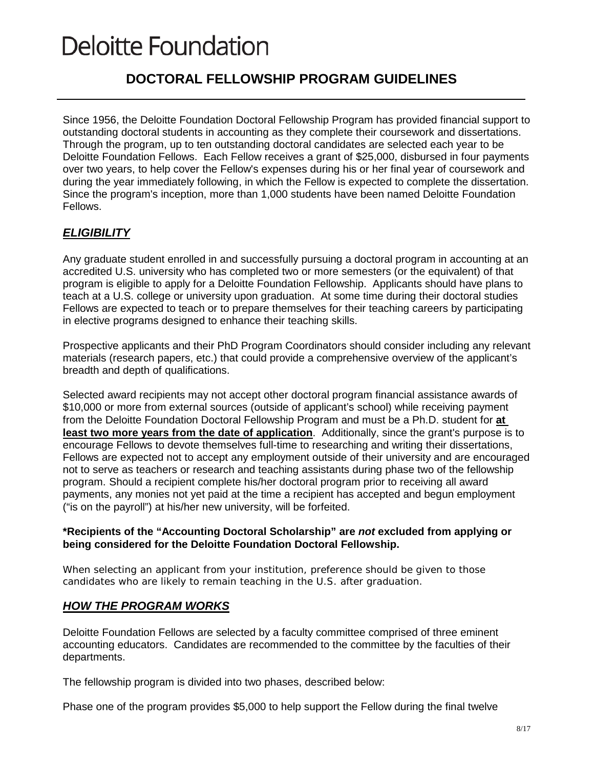# Deloitte Foundation

## DOCTORAL FELLOWSHIP PROGRAM GUIDELINES

Since 1956, the Deloitte Foundation Doctoral Fellowship Program has provided financial support to outstanding doctoral students in accounting as they complete their coursework and dissertations. Through the program, up to ten outstanding doctoral candidates are selected each year to be Deloitte Foundation Fellows. Each Fellow receives a grant of $25,000, disbursed in four payments over two years, to help cover the Fellow's expenses during his or her final year of coursework and during the year immediately following, in which the Fellow is expected to complete the dissertation. Since the program's inception, more than 1,000 students have been named Deloitte Foundation Fellows.

### ***ELIGIBILITY***

Any graduate student enrolled in and successfully pursuing a doctoral program in accounting at an accredited U.S. university who has completed two or more semesters (or the equivalent) of that program is eligible to apply for a Deloitte Foundation Fellowship. Applicants should have plans to teach at a U.S. college or university upon graduation. At some time during their doctoral studies Fellows are expected to teach or to prepare themselves for their teaching careers by participating in elective programs designed to enhance their teaching skills.

Prospective applicants and their PhD Program Coordinators should consider including any relevant materials (research papers, etc.) that could provide a comprehensive overview of the applicant's breadth and depth of qualifications.

Selected award recipients may not accept other doctoral program financial assistance awards of $10,000 or more from external sources (outside of applicant's school) while receiving payment from the Deloitte Foundation Doctoral Fellowship Program and must be a Ph.D. student for **at least two more years from the date of application**. Additionally, since the grant's purpose is to encourage Fellows to devote themselves full-time to researching and writing their dissertations, Fellows are expected not to accept any employment outside of their university and are encouraged not to serve as teachers or research and teaching assistants during phase two of the fellowship program. Should a recipient complete his/her doctoral program prior to receiving all award payments, any monies not yet paid at the time a recipient has accepted and begun employment ("is on the payroll") at his/her new university, will be forfeited.

**\*Recipients of the "Accounting Doctoral Scholarship" are *not* excluded from applying or being considered for the Deloitte Foundation Doctoral Fellowship.**

When selecting an applicant from your institution, preference should be given to those candidates who are likely to remain teaching in the U.S. after graduation.

### ***HOW THE PROGRAM WORKS***

Deloitte Foundation Fellows are selected by a faculty committee comprised of three eminent accounting educators. Candidates are recommended to the committee by the faculties of their departments.

The fellowship program is divided into two phases, described below:

Phase one of the program provides $5,000 to help support the Fellow during the final twelve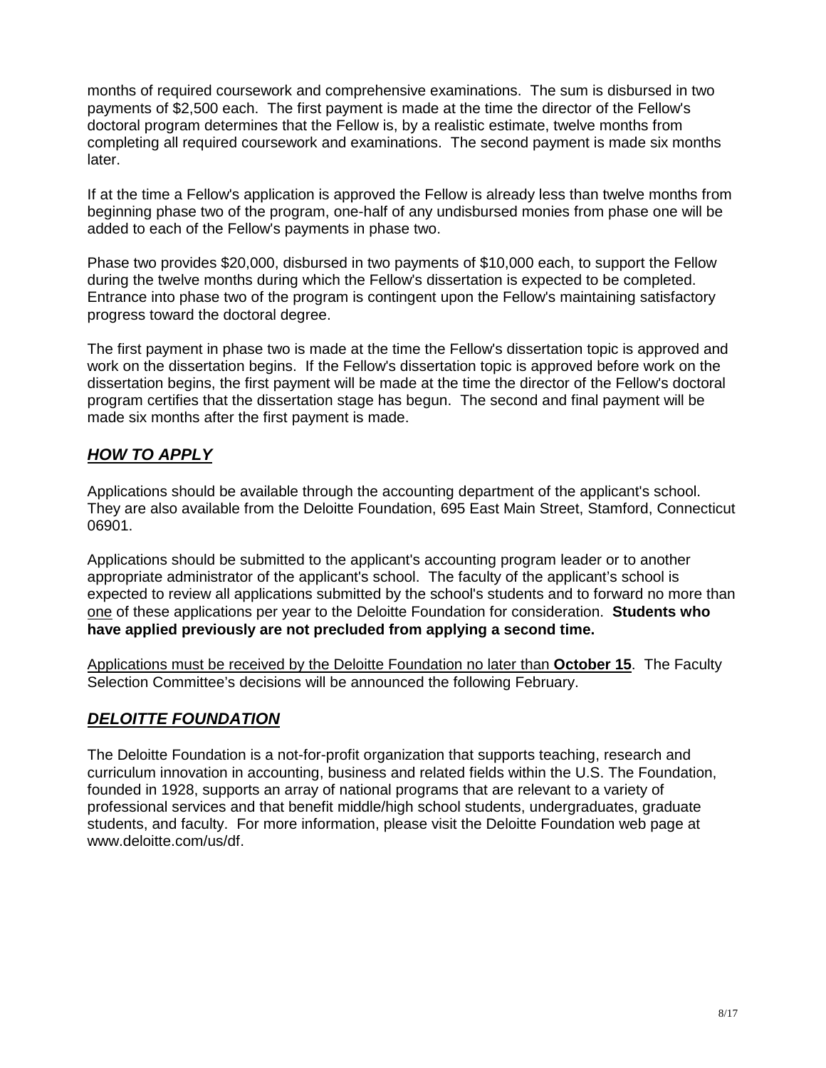months of required coursework and comprehensive examinations. The sum is disbursed in two payments of $2,500 each. The first payment is made at the time the director of the Fellow's doctoral program determines that the Fellow is, by a realistic estimate, twelve months from completing all required coursework and examinations. The second payment is made six months later.

If at the time a Fellow's application is approved the Fellow is already less than twelve months from beginning phase two of the program, one-half of any undisbursed monies from phase one will be added to each of the Fellow's payments in phase two.

Phase two provides $20,000, disbursed in two payments of $10,000 each, to support the Fellow during the twelve months during which the Fellow's dissertation is expected to be completed. Entrance into phase two of the program is contingent upon the Fellow's maintaining satisfactory progress toward the doctoral degree.

The first payment in phase two is made at the time the Fellow's dissertation topic is approved and work on the dissertation begins. If the Fellow's dissertation topic is approved before work on the dissertation begins, the first payment will be made at the time the director of the Fellow's doctoral program certifies that the dissertation stage has begun. The second and final payment will be made six months after the first payment is made.

## ***HOW TO APPLY***

Applications should be available through the accounting department of the applicant's school. They are also available from the Deloitte Foundation, 695 East Main Street, Stamford, Connecticut 06901.

Applications should be submitted to the applicant's accounting program leader or to another appropriate administrator of the applicant's school. The faculty of the applicant's school is expected to review all applications submitted by the school's students and to forward no more than one of these applications per year to the Deloitte Foundation for consideration. **Students who have applied previously are not precluded from applying a second time.**

Applications must be received by the Deloitte Foundation no later than **October 15**. The Faculty Selection Committee's decisions will be announced the following February.

## ***DELOITTE FOUNDATION***

The Deloitte Foundation is a not-for-profit organization that supports teaching, research and curriculum innovation in accounting, business and related fields within the U.S. The Foundation, founded in 1928, supports an array of national programs that are relevant to a variety of professional services and that benefit middle/high school students, undergraduates, graduate students, and faculty. For more information, please visit the Deloitte Foundation web page at www.deloitte.com/us/df.

8/17